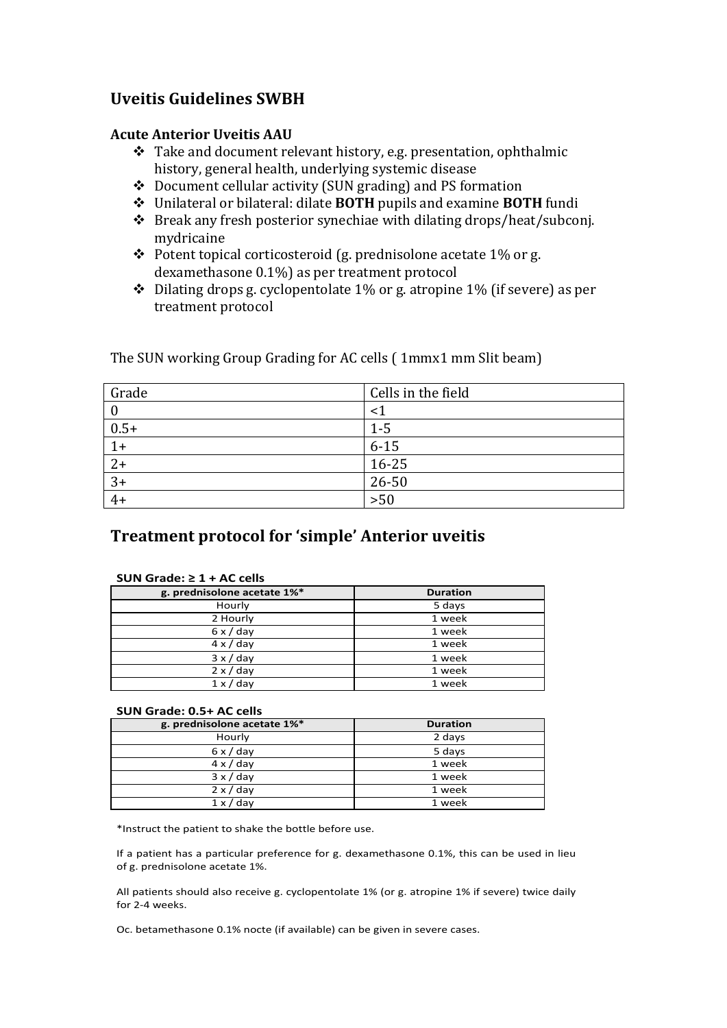## Uveitis Guidelines SWBH

### Acute Anterior Uveitis AAU

- Take and document relevant history, e.g. presentation, ophthalmic history, general health, underlying systemic disease
- Document cellular activity (SUN grading) and PS formation
- Unilateral or bilateral: dilate **BOTH** pupils and examine **BOTH** fundi
- Break any fresh posterior synechiae with dilating drops/heat/subconj. mydricaine
- Potent topical corticosteroid (g. prednisolone acetate 1% or g. dexamethasone 0.1%) as per treatment protocol
- Dilating drops g. cyclopentolate 1% or g. atropine 1% (if severe) as per treatment protocol

The SUN working Group Grading for AC cells ( 1mmx1 mm Slit beam)

| Grade | Cells in the field |
|---|---|
| 0 | <1 |
| 0.5+ | 1-5 |
| 1+ | 6-15 |
| 2+ | 16-25 |
| 3+ | 26-50 |
| 4+ | >50 |

## Treatment protocol for 'simple' Anterior uveitis

**SUN Grade: ≥ 1 + AC cells**

| g. prednisolone acetate 1%* | Duration |
|---|---|
| Hourly | 5 days |
| 2 Hourly | 1 week |
| 6 x / day | 1 week |
| 4 x / day | 1 week |
| 3 x / day | 1 week |
| 2 x / day | 1 week |
| 1 x / day | 1 week |

**SUN Grade: 0.5+ AC cells**

| g. prednisolone acetate 1%* | Duration |
|---|---|
| Hourly | 2 days |
| 6 x / day | 5 days |
| 4 x / day | 1 week |
| 3 x / day | 1 week |
| 2 x / day | 1 week |
| 1 x / day | 1 week |

*Instruct the patient to shake the bottle before use.

If a patient has a particular preference for g. dexamethasone 0.1%, this can be used in lieu of g. prednisolone acetate 1%.

All patients should also receive g. cyclopentolate 1% (or g. atropine 1% if severe) twice daily for 2-4 weeks.

Oc. betamethasone 0.1% nocte (if available) can be given in severe cases.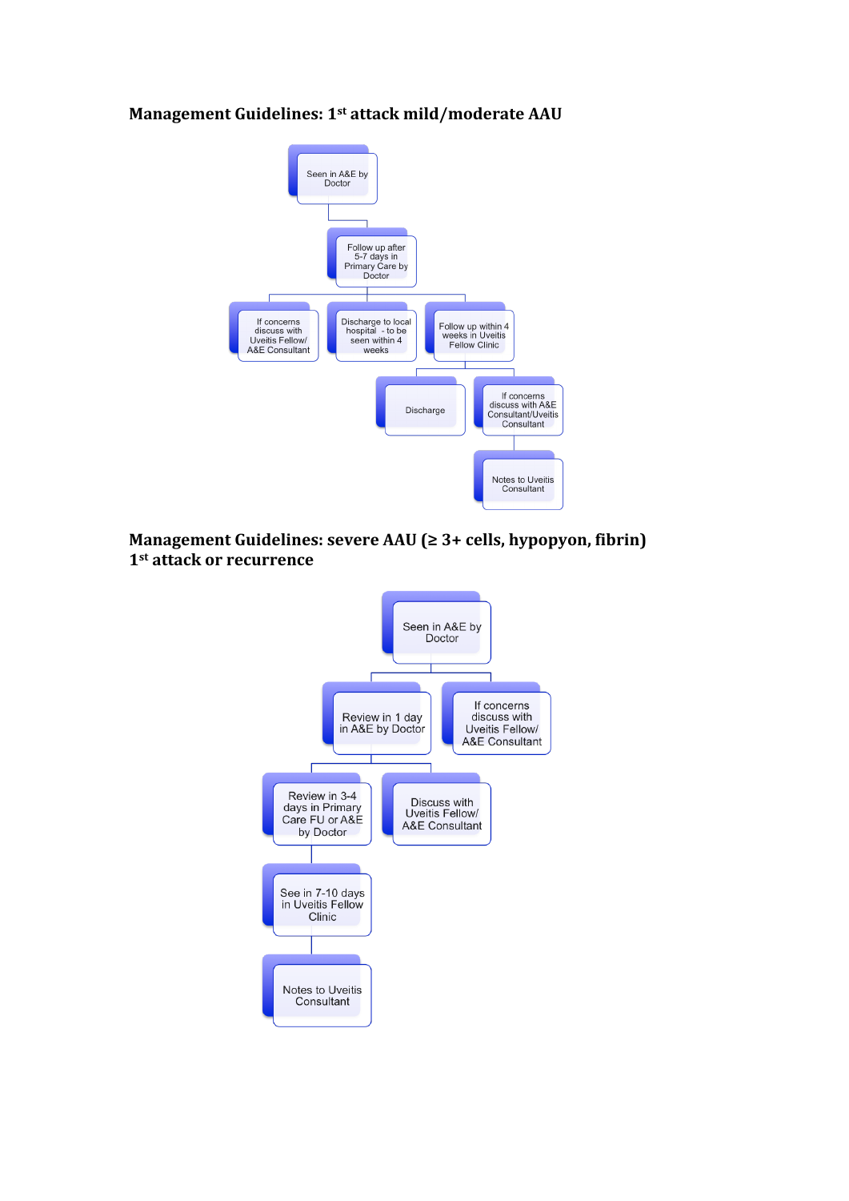## Management Guidelines: 1st attack mild/moderate AAU

- Seen in A&E by Doctor
  - Follow up after 5-7 days in Primary Care by Doctor
    - If concerns discuss with Uveitis Fellow/ A&E Consultant
    - Discharge to local hospital - to be seen within 4 weeks
    - Follow up within 4 weeks in Uveitis Fellow Clinic
      - Discharge
      - If concerns discuss with A&E Consultant/Uveitis Consultant
        - Notes to Uveitis Consultant

## Management Guidelines: severe AAU (≥ 3+ cells, hypopyon, fibrin) 1st attack or recurrence

- Seen in A&E by Doctor
  - Review in 1 day in A&E by Doctor
    - Review in 3-4 days in Primary Care FU or A&E by Doctor
      - See in 7-10 days in Uveitis Fellow Clinic
        - Notes to Uveitis Consultant
    - Discuss with Uveitis Fellow/ A&E Consultant
  - If concerns discuss with Uveitis Fellow/ A&E Consultant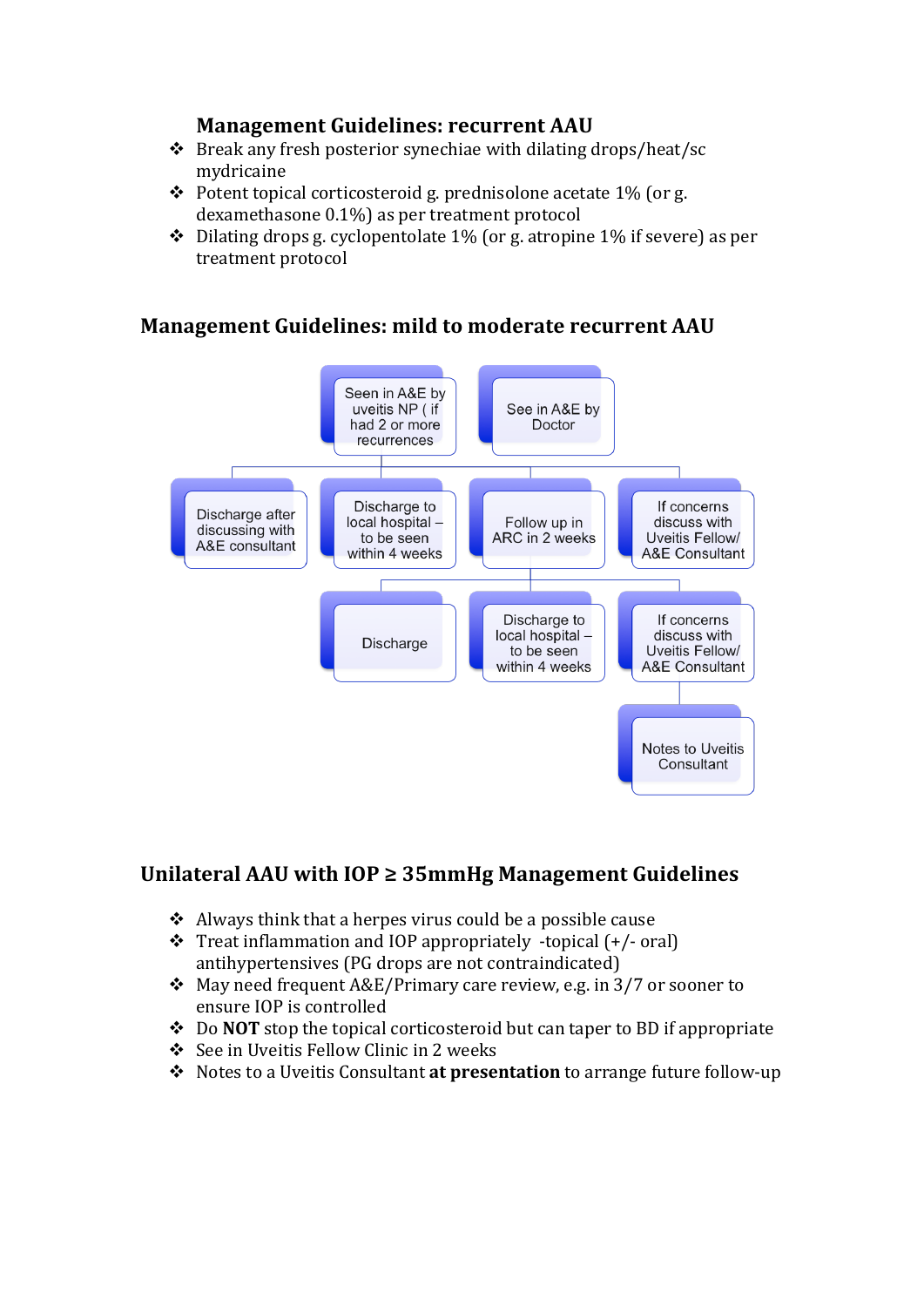## Management Guidelines: recurrent AAU

- Break any fresh posterior synechiae with dilating drops/heat/sc mydricaine
- Potent topical corticosteroid g. prednisolone acetate 1% (or g. dexamethasone 0.1%) as per treatment protocol
- Dilating drops g. cyclopentolate 1% (or g. atropine 1% if severe) as per treatment protocol

## Management Guidelines: mild to moderate recurrent AAU

- Seen in A&E by uveitis NP ( if had 2 or more recurrences
- See in A&E by Doctor
  - Discharge after discussing with A&E consultant
  - Discharge to local hospital – to be seen within 4 weeks
  - Follow up in ARC in 2 weeks
    - Discharge
    - Discharge to local hospital – to be seen within 4 weeks
    - If concerns discuss with Uveitis Fellow/ A&E Consultant
      - Notes to Uveitis Consultant
  - If concerns discuss with Uveitis Fellow/ A&E Consultant

## Unilateral AAU with IOP ≥ 35mmHg Management Guidelines

- Always think that a herpes virus could be a possible cause
- Treat inflammation and IOP appropriately -topical (+/- oral) antihypertensives (PG drops are not contraindicated)
- May need frequent A&E/Primary care review, e.g. in 3/7 or sooner to ensure IOP is controlled
- Do **NOT** stop the topical corticosteroid but can taper to BD if appropriate
- See in Uveitis Fellow Clinic in 2 weeks
- Notes to a Uveitis Consultant **at presentation** to arrange future follow-up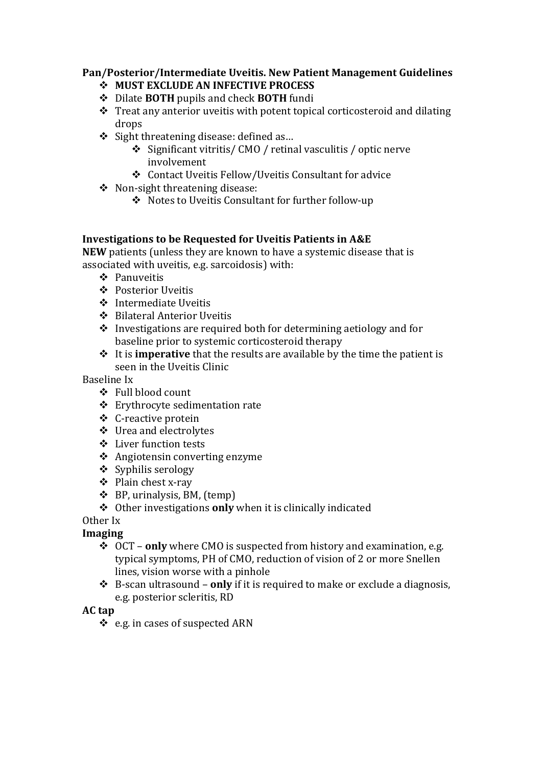**Pan/Posterior/Intermediate Uveitis. New Patient Management Guidelines**

- **MUST EXCLUDE AN INFECTIVE PROCESS**
- Dilate **BOTH** pupils and check **BOTH** fundi
- Treat any anterior uveitis with potent topical corticosteroid and dilating drops
- Sight threatening disease: defined as…
  - Significant vitritis/ CMO / retinal vasculitis / optic nerve involvement
  - Contact Uveitis Fellow/Uveitis Consultant for advice
- Non-sight threatening disease:
  - Notes to Uveitis Consultant for further follow-up

**Investigations to be Requested for Uveitis Patients in A&E**

**NEW** patients (unless they are known to have a systemic disease that is associated with uveitis, e.g. sarcoidosis) with:

- Panuveitis
- Posterior Uveitis
- Intermediate Uveitis
- Bilateral Anterior Uveitis
- Investigations are required both for determining aetiology and for baseline prior to systemic corticosteroid therapy
- It is **imperative** that the results are available by the time the patient is seen in the Uveitis Clinic

Baseline Ix

- Full blood count
- Erythrocyte sedimentation rate
- C-reactive protein
- Urea and electrolytes
- Liver function tests
- Angiotensin converting enzyme
- Syphilis serology
- Plain chest x-ray
- BP, urinalysis, BM, (temp)
- Other investigations **only** when it is clinically indicated

Other Ix

**Imaging**

- OCT – **only** where CMO is suspected from history and examination, e.g. typical symptoms, PH of CMO, reduction of vision of 2 or more Snellen lines, vision worse with a pinhole
- B-scan ultrasound – **only** if it is required to make or exclude a diagnosis, e.g. posterior scleritis, RD

**AC tap**

- e.g. in cases of suspected ARN